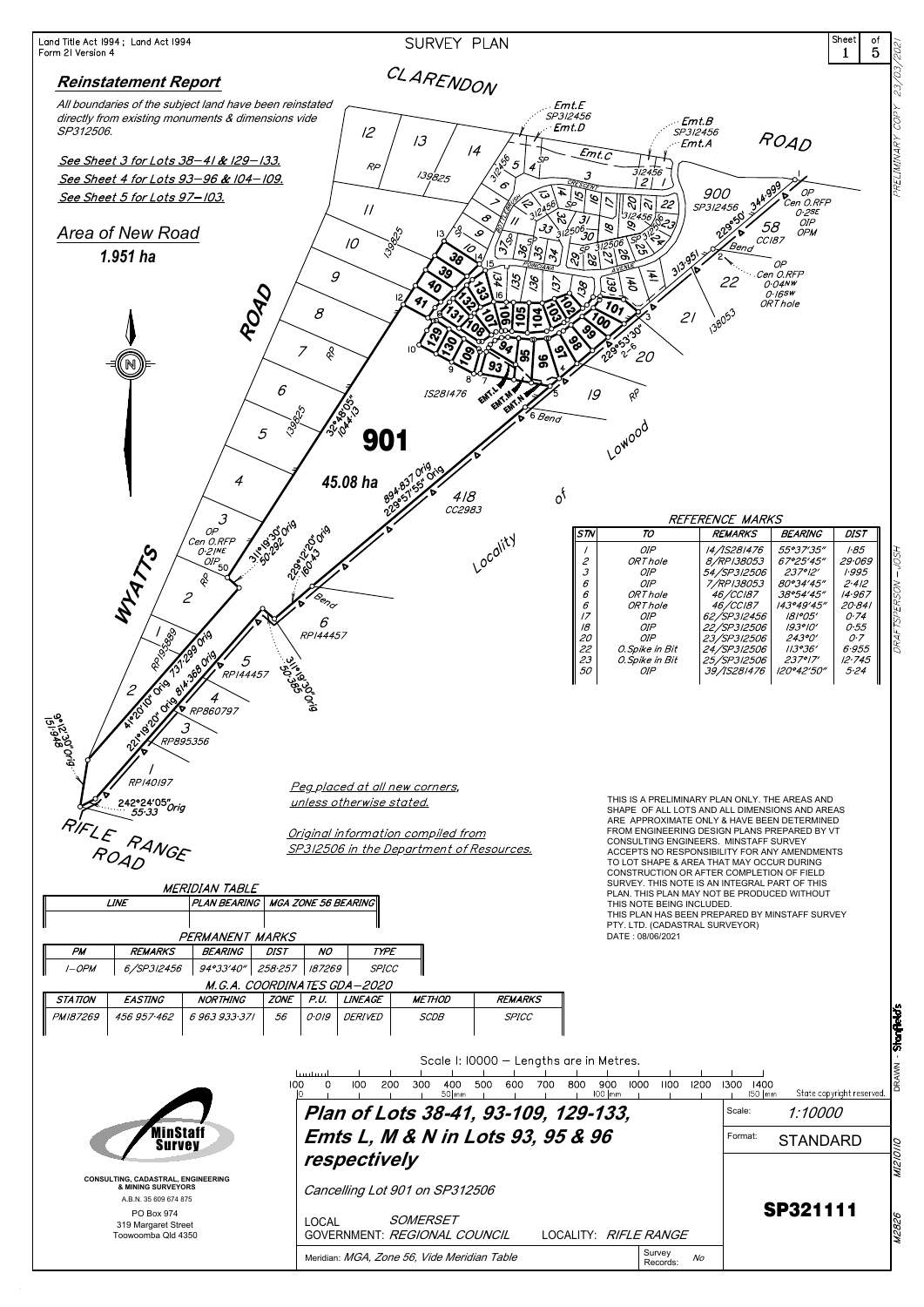Land Title Act 1994 ; Land Act 1994
Form 21 Version 4

# SURVEY PLAN

## Reinstatement Report

*All boundaries of the subject land have been reinstated directly from existing monuments & dimensions vide SP312506.*

*See Sheet 3 for Lots 38–41 & 129–133.*
*See Sheet 4 for Lots 93–96 & 104–109.*
*See Sheet 5 for Lots 97–103.*

*Area of New Road*
**1.951 ha**

**901**
**45.08 ha**

*Peg placed at all new corners, unless otherwise stated.*

*Original information compiled from SP312506 in the Department of Resources.*

### REFERENCE MARKS

| STN | TO | REMARKS | BEARING | DIST |
|---|---|---|---|---|
| 1 | OIP | 14/IS281476 | 55°37'35" | 1·85 |
| 2 | ORT hole | 8/RP138053 | 67°25'45" | 29·069 |
| 3 | OIP | 54/SP312506 | 237°12' | 1·995 |
| 6 | OIP | 7/RP138053 | 80°34'45" | 2·412 |
| 6 | ORT hole | 46/CC187 | 38°54'45" | 14·967 |
| 6 | ORT hole | 46/CC187 | 143°49'45" | 20·841 |
| 17 | OIP | 62/SP312456 | 181°05' | 0·74 |
| 18 | OIP | 22/SP312506 | 193°10' | 0·55 |
| 20 | OIP | 23/SP312506 | 243°0' | 0·7 |
| 22 | O.Spike in Bit | 24/SP312506 | 113°36' | 6·955 |
| 23 | O.Spike in Bit | 25/SP312506 | 237°17' | 12·745 |
| 50 | OIP | 39/IS281476 | 120°42'50" | 5·24 |

THIS IS A PRELIMINARY PLAN ONLY. THE AREAS AND SHAPE OF ALL LOTS AND ALL DIMENSIONS AND AREAS ARE APPROXIMATE ONLY & HAVE BEEN DETERMINED FROM ENGINEERING DESIGN PLANS PREPARED BY VT CONSULTING ENGINEERS. MINSTAFF SURVEY ACCEPTS NO RESPONSIBILITY FOR ANY AMENDMENTS TO LOT SHAPE & AREA THAT MAY OCCUR DURING CONSTRUCTION OR AFTER COMPLETION OF FIELD SURVEY. THIS NOTE IS AN INTEGRAL PART OF THIS PLAN. THIS PLAN MAY NOT BE PRODUCED WITHOUT THIS NOTE BEING INCLUDED.
THIS PLAN HAS BEEN PREPARED BY MINSTAFF SURVEY PTY. LTD. (CADASTRAL SURVEYOR)
DATE : 08/06/2021

### MERIDIAN TABLE

| LINE | PLAN BEARING | MGA ZONE 56 BEARING |
|---|---|---|
| | | |

### PERMANENT MARKS

| PM | REMARKS | BEARING | DIST | NO | TYPE |
|---|---|---|---|---|---|
| 1–OPM | 6/SP312456 | 94°33'40" | 258·257 | 187269 | SPICC |

### M.G.A. COORDINATES GDA–2020

| STATION | EASTING | NORTHING | ZONE | P.U. | LINEAGE | METHOD | REMARKS |
|---|---|---|---|---|---|---|---|
| PM187269 | 456 957·462 | 6 963 933·371 | 56 | 0·019 | DERIVED | SCDB | SPICC |

Scale 1: 10000 — Lengths are in Metres.

State copyright reserved.

MinStaff Survey
CONSULTING, CADASTRAL, ENGINEERING & MINING SURVEYORS
A.B.N. 35 609 674 875
PO Box 974
319 Margaret Street
Toowoomba Qld 4350

**Plan of Lots 38-41, 93-109, 129-133, Emts L, M & N in Lots 93, 95 & 96 respectively**

*Cancelling Lot 901 on SP312506*

LOCAL GOVERNMENT: *SOMERSET REGIONAL COUNCIL* LOCALITY: *RIFLE RANGE*

Meridian: *MGA, Zone 56, Vide Meridian Table*

Survey Records: *No*

Scale: *1:10000*
Format: STANDARD

**SP321111**

PRELIMINARY COPY 23/03/2021
DRAFTSPERSON – JOSH
DRAWN – Stanfield's
MI21010
M2926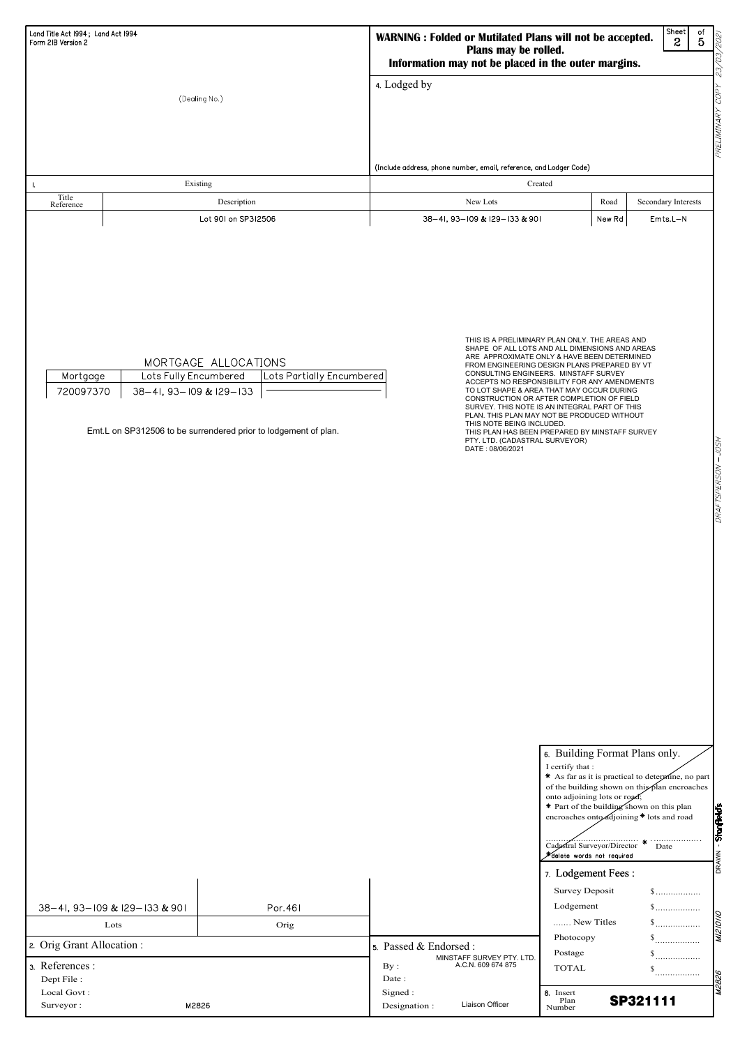Land Title Act 1994 ; Land Act 1994
Form 21B Version 2

**WARNING : Folded or Mutilated Plans will not be accepted. Plans may be rolled. Information may not be placed in the outer margins.**

Sheet 2 of 5

(Dealing No.)

4. Lodged by

(Include address, phone number, email, reference, and Lodger Code)

| 1. Existing | | Created | | |
|---|---|---|---|---|
| Title Reference | Description | New Lots | Road | Secondary Interests |
| | Lot 901 on SP312506 | 38–41, 93–109 & 129–133 & 901 | New Rd | Emts.L–N |

MORTGAGE ALLOCATIONS

| Mortgage | Lots Fully Encumbered | Lots Partially Encumbered |
|---|---|---|
| 720097370 | 38–41, 93–109 & 129–133 | |

Emt.L on SP312506 to be surrendered prior to lodgement of plan.

THIS IS A PRELIMINARY PLAN ONLY. THE AREAS AND SHAPE OF ALL LOTS AND ALL DIMENSIONS AND AREAS ARE APPROXIMATE ONLY & HAVE BEEN DETERMINED FROM ENGINEERING DESIGN PLANS PREPARED BY VT CONSULTING ENGINEERS. MINSTAFF SURVEY ACCEPTS NO RESPONSIBILITY FOR ANY AMENDMENTS TO LOT SHAPE & AREA THAT MAY OCCUR DURING CONSTRUCTION OR AFTER COMPLETION OF FIELD SURVEY. THIS NOTE IS AN INTEGRAL PART OF THIS PLAN. THIS PLAN MAY NOT BE PRODUCED WITHOUT THIS NOTE BEING INCLUDED.
THIS PLAN HAS BEEN PREPARED BY MINSTAFF SURVEY PTY. LTD. (CADASTRAL SURVEYOR)
DATE : 08/06/2021

6. Building Format Plans only.
I certify that :
* As far as it is practical to determine, no part of the building shown on this plan encroaches onto adjoining lots or road;
* Part of the building shown on this plan encroaches onto adjoining * lots and road

Cadastral Surveyor/Director * Date
*delete words not required

| Lots | Orig |
|---|---|
| 38–41, 93–109 & 129–133 & 901 | Por.461 |

2. Orig Grant Allocation :

3. References :
Dept File :
Local Govt :
Surveyor : M2826

5. Passed & Endorsed :
By : MINSTAFF SURVEY PTY. LTD. A.C.N. 609 674 875
Date :
Signed :
Designation : Liaison Officer

7. Lodgement Fees :

| | |
|---|---|
| Survey Deposit | $ |
| Lodgement | $ |
| ....... New Titles | $ |
| Photocopy | $ |
| Postage | $ |
| TOTAL | $ |

8. Insert Plan Number: **SP321111**

PRELIMINARY COPY 23/03/2021
DRAFTSPERSON – JOSH
DRAWN - Stanfield's
MI210110
M2826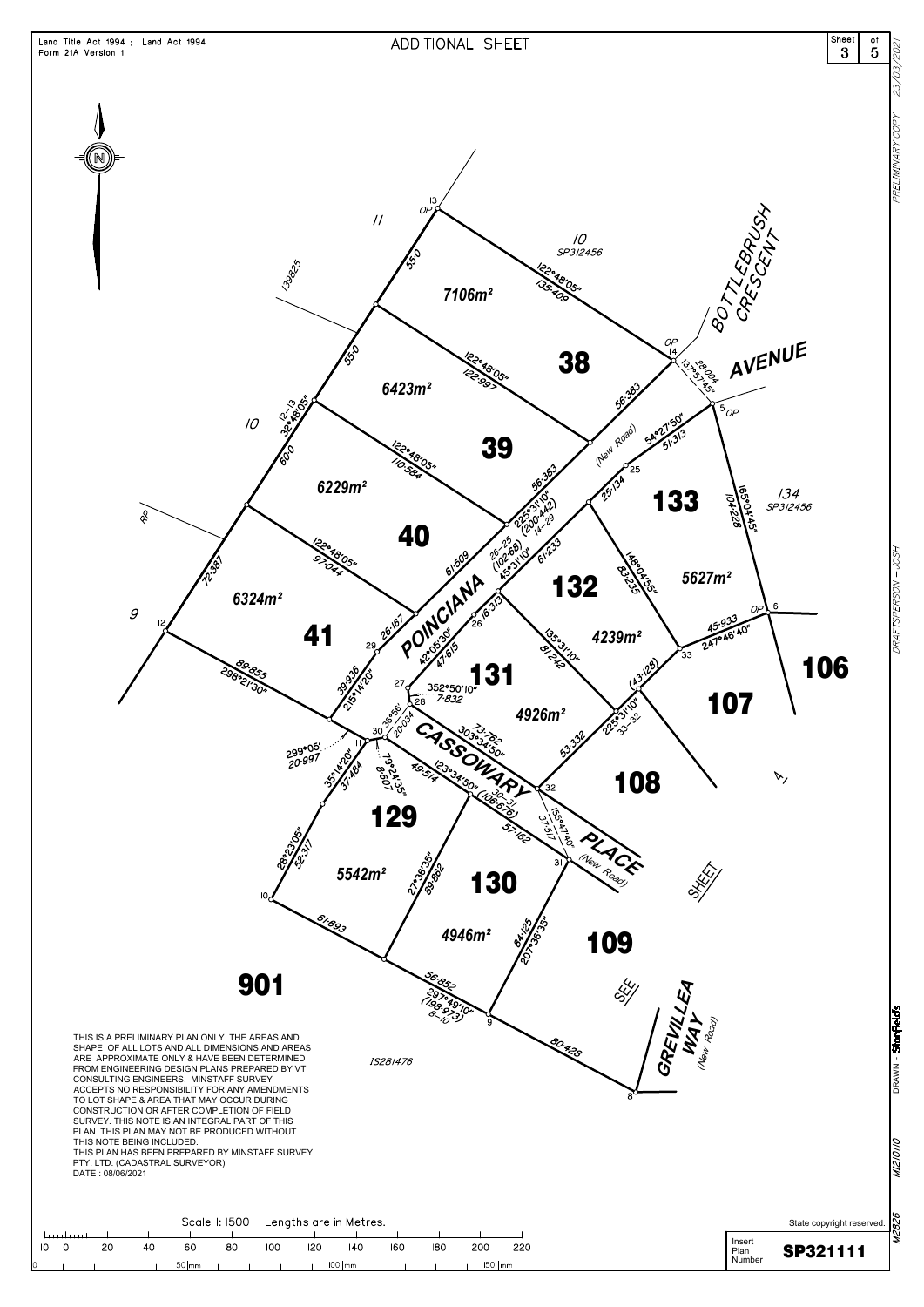Land Title Act 1994 ; Land Act 1994
Form 21A Version 1

# ADDITIONAL SHEET

Sheet 3 of 5

THIS IS A PRELIMINARY PLAN ONLY. THE AREAS AND SHAPE OF ALL LOTS AND ALL DIMENSIONS AND AREAS ARE APPROXIMATE ONLY & HAVE BEEN DETERMINED FROM ENGINEERING DESIGN PLANS PREPARED BY VT CONSULTING ENGINEERS. MINSTAFF SURVEY ACCEPTS NO RESPONSIBILITY FOR ANY AMENDMENTS TO LOT SHAPE & AREA THAT MAY OCCUR DURING CONSTRUCTION OR AFTER COMPLETION OF FIELD SURVEY. THIS NOTE IS AN INTEGRAL PART OF THIS PLAN. THIS PLAN MAY NOT BE PRODUCED WITHOUT THIS NOTE BEING INCLUDED.
THIS PLAN HAS BEEN PREPARED BY MINSTAFF SURVEY PTY. LTD. (CADASTRAL SURVEYOR)
DATE : 08/06/2021

Scale 1: 1500 — Lengths are in Metres.

State copyright reserved.

Insert Plan Number **SP321111**

PRELIMINARY COPY 23/03/2021
DRAFTSPERSON - JOSH
DRAWN - Starfields
M210110
M2826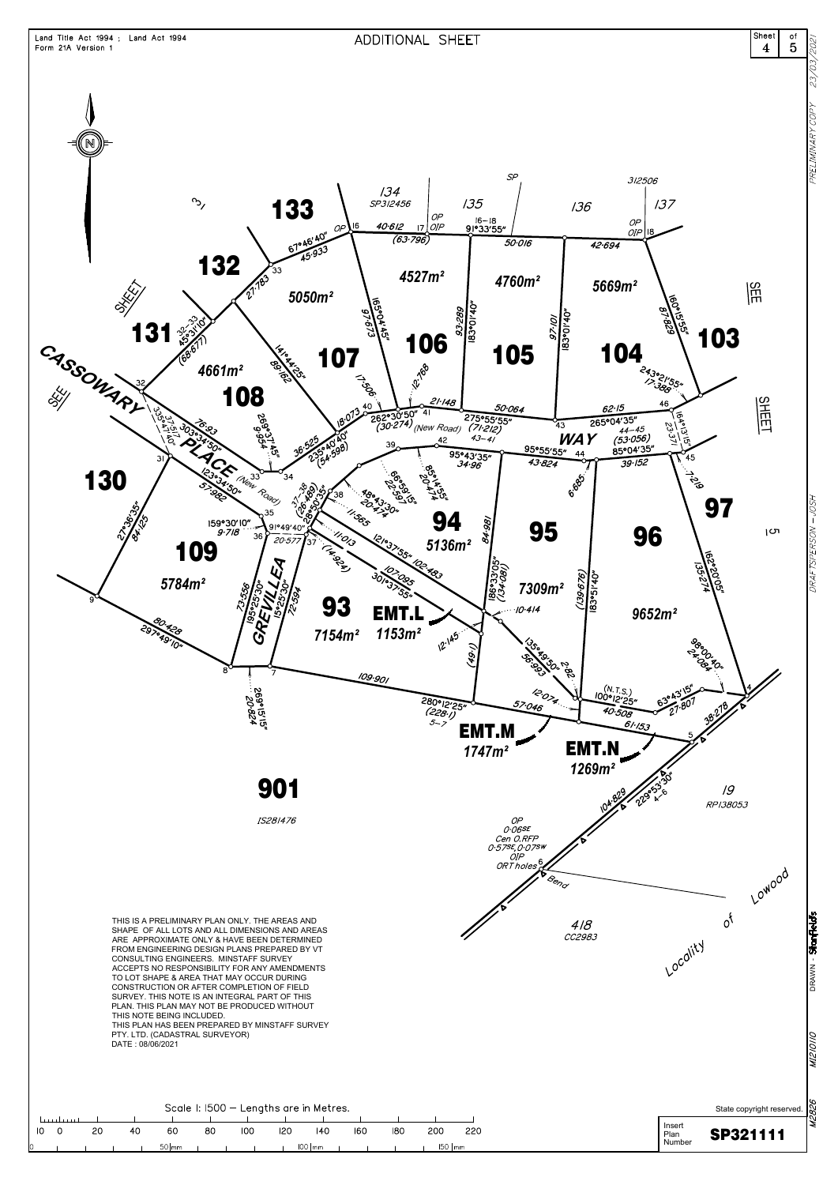Land Title Act 1994 ; Land Act 1994
Form 21A Version 1

# ADDITIONAL SHEET

THIS IS A PRELIMINARY PLAN ONLY. THE AREAS AND SHAPE OF ALL LOTS AND ALL DIMENSIONS AND AREAS ARE APPROXIMATE ONLY & HAVE BEEN DETERMINED FROM ENGINEERING DESIGN PLANS PREPARED BY VT CONSULTING ENGINEERS. MINSTAFF SURVEY ACCEPTS NO RESPONSIBILITY FOR ANY AMENDMENTS TO LOT SHAPE & AREA THAT MAY OCCUR DURING CONSTRUCTION OR AFTER COMPLETION OF FIELD SURVEY. THIS NOTE IS AN INTEGRAL PART OF THIS PLAN. THIS PLAN MAY NOT BE PRODUCED WITHOUT THIS NOTE BEING INCLUDED.
THIS PLAN HAS BEEN PREPARED BY MINSTAFF SURVEY PTY. LTD. (CADASTRAL SURVEYOR)
DATE : 08/06/2021

Scale 1: 1500 — Lengths are in Metres.

State copyright reserved.

Insert Plan Number **SP321111**

PRELIMINARY COPY 23/03/2021
DRAFTSPERSON – JOSH
DRAWN – Stanfields
MI21010
M2826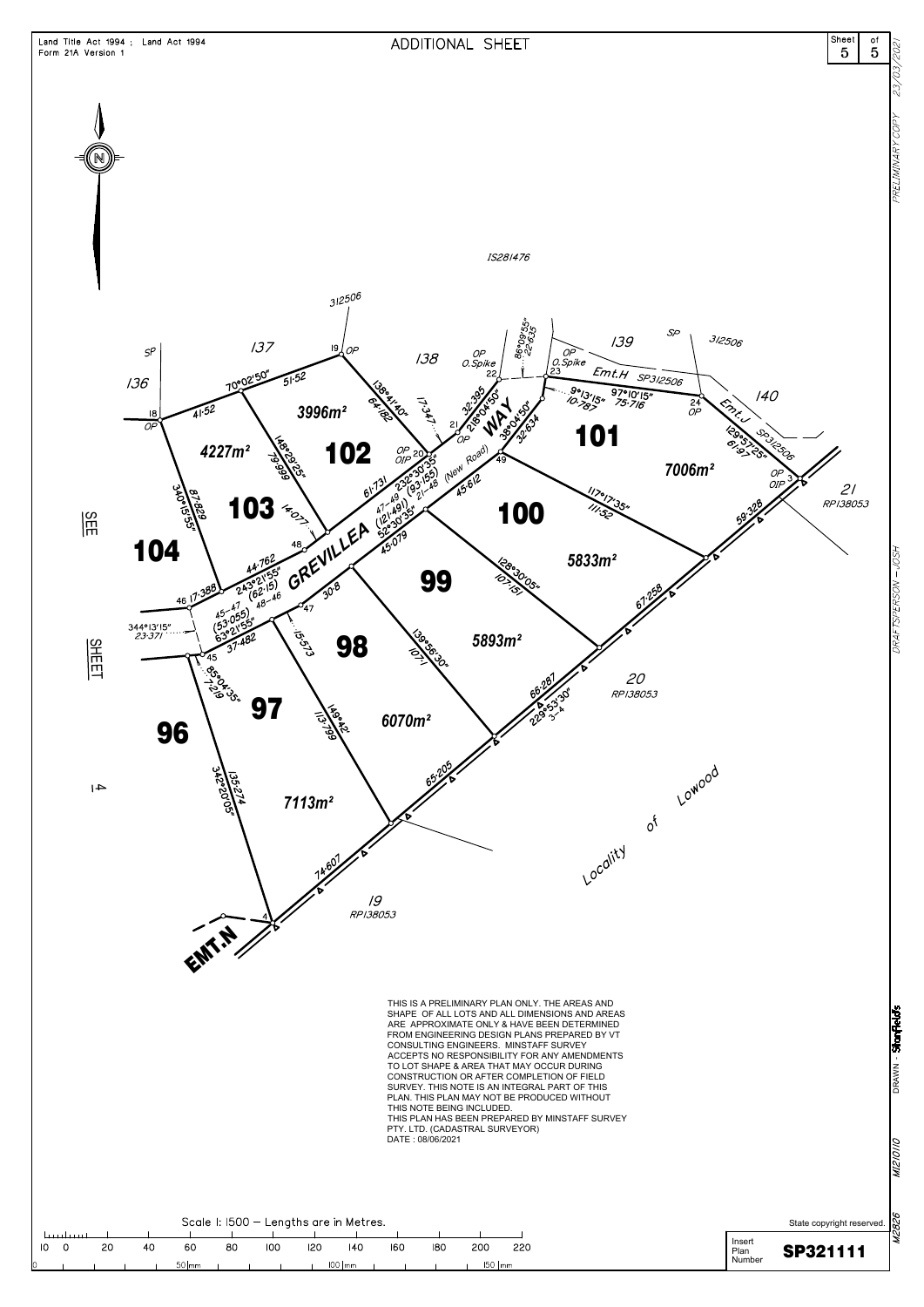Land Title Act 1994 ; Land Act 1994
Form 21A Version 1

# ADDITIONAL SHEET

IS281476

312506

SP 137 138 139 SP 312506

136 140

Emt.H SP312506

Emt.J SP312506

101 7006m²

102 3996m²

103 4227m²

104

100 5833m²

99 5893m²

98 6070m²

97 7113m²

96

GREVILLEA WAY (New Road)

21 RP138053

20 RP138053

19 RP138053

Locality of Lowood

EMT.N

SEE SHEET 4

70°02'50" 51·52
41·52
138°41'40" 64·182
17·347
32·395 218°04'50"
86°09'55" 22·635
OP O.Spike 22
OP O.Spike 23
9°13'15" 10·787
97°10'15" 75·716
24 OP
129°57'25" 61·97
OP OIP 3
38°04'50" 32·634
49
117°17'35" 111·52
59·328
148°29'25" 79·999
340°15'55" 87·829
14·077
61·731
232°30'35" 47·49 (93·155) (121·491) 21·48 52°30'35"
45·612
45·079
128°30'05" 107·151
67·258
44·762 243°21'55" (62·15) 48·46
17·388
46 18 OP 19 OP 20 OP OIP 21 OP 48 47 45 4
45·47 (53·055) 63°21'55" 37·482
344°13'15" 23·371
30·8
139°56'30" 107·1
66·287 229°53'30" 3-4
15·573
85°04'35" 7·219
149°42' 113·799
65·205
342°20'05" 135·274
74·607

THIS IS A PRELIMINARY PLAN ONLY. THE AREAS AND SHAPE OF ALL LOTS AND ALL DIMENSIONS AND AREAS ARE APPROXIMATE ONLY & HAVE BEEN DETERMINED FROM ENGINEERING DESIGN PLANS PREPARED BY VT CONSULTING ENGINEERS. MINSTAFF SURVEY ACCEPTS NO RESPONSIBILITY FOR ANY AMENDMENTS TO LOT SHAPE & AREA THAT MAY OCCUR DURING CONSTRUCTION OR AFTER COMPLETION OF FIELD SURVEY. THIS NOTE IS AN INTEGRAL PART OF THIS PLAN. THIS PLAN MAY NOT BE PRODUCED WITHOUT THIS NOTE BEING INCLUDED.
THIS PLAN HAS BEEN PREPARED BY MINSTAFF SURVEY PTY. LTD. (CADASTRAL SURVEYOR)
DATE : 08/06/2021

Scale 1: 1500 — Lengths are in Metres.

10 0 20 40 60 80 100 120 140 160 180 200 220

0 50 mm 100 mm 150 mm

PRELIMINARY COPY 23/03/2021

DRAFTSPERSON – JOSH

DRAWN Starfields

MI210110

M2826

State copyright reserved.

Insert Plan Number SP321111